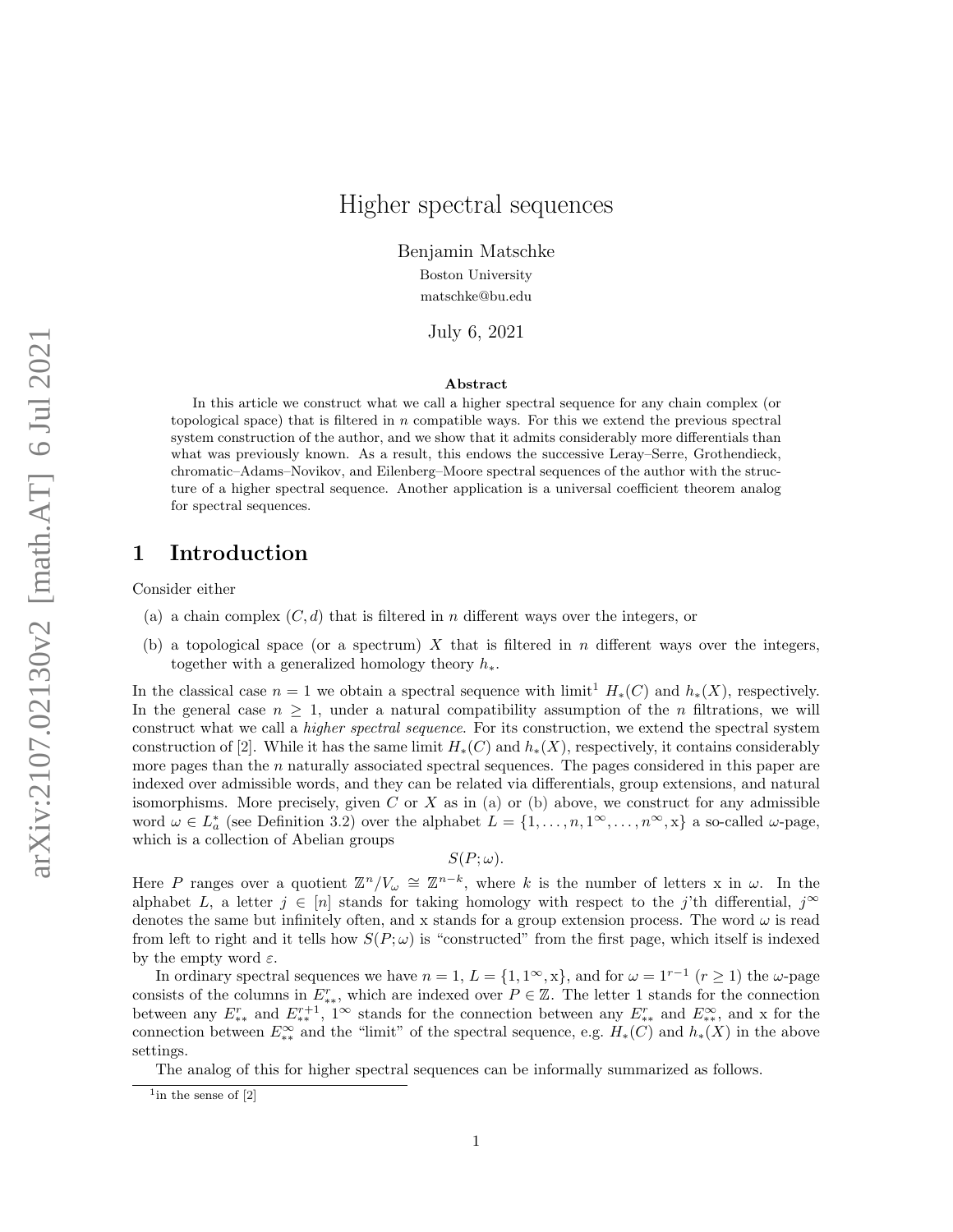# Higher spectral sequences

Benjamin Matschke

Boston University

matschke@bu.edu

July 6, 2021

### Abstract

In this article we construct what we call a higher spectral sequence for any chain complex (or topological space) that is filtered in $n$ compatible ways. For this we extend the previous spectral system construction of the author, and we show that it admits considerably more differentials than what was previously known. As a result, this endows the successive Leray–Serre, Grothendieck, chromatic–Adams–Novikov, and Eilenberg–Moore spectral sequences of the author with the structure of a higher spectral sequence. Another application is a universal coefficient theorem analog for spectral sequences.

## 1 Introduction

Consider either

(a) a chain complex $(C, d)$ that is filtered in $n$ different ways over the integers, or

(b) a topological space (or a spectrum) $X$ that is filtered in $n$ different ways over the integers, together with a generalized homology theory $h_*$.

In the classical case $n = 1$ we obtain a spectral sequence with limit[1] $H_*(C)$ and $h_*(X)$, respectively. In the general case $n \geq 1$, under a natural compatibility assumption of the $n$ filtrations, we will construct what we call a *higher spectral sequence*. For its construction, we extend the spectral system construction of [2]. While it has the same limit $H_*(C)$ and $h_*(X)$, respectively, it contains considerably more pages than the $n$ naturally associated spectral sequences. The pages considered in this paper are indexed over admissible words, and they can be related via differentials, group extensions, and natural isomorphisms. More precisely, given $C$ or $X$ as in (a) or (b) above, we construct for any admissible word $\omega \in L_a^*$ (see Definition 3.2) over the alphabet $L = \{1, \ldots, n, 1^\infty, \ldots, n^\infty, \mathrm{x}\}$ a so-called $\omega$-page, which is a collection of Abelian groups

$$S(P; \omega).$$

Here $P$ ranges over a quotient $\mathbb{Z}^n / V_\omega \cong \mathbb{Z}^{n-k}$, where $k$ is the number of letters x in $\omega$. In the alphabet $L$, a letter $j \in [n]$ stands for taking homology with respect to the $j$'th differential, $j^\infty$ denotes the same but infinitely often, and x stands for a group extension process. The word $\omega$ is read from left to right and it tells how $S(P; \omega)$ is "constructed" from the first page, which itself is indexed by the empty word $\varepsilon$.

In ordinary spectral sequences we have $n = 1$, $L = \{1, 1^\infty, \mathrm{x}\}$, and for $\omega = 1^{r-1}$ $(r \geq 1)$ the $\omega$-page consists of the columns in $E^r_{**}$, which are indexed over $P \in \mathbb{Z}$. The letter 1 stands for the connection between any $E^r_{**}$ and $E^{r+1}_{**}$, $1^\infty$ stands for the connection between any $E^r_{**}$ and $E^\infty_{**}$, and x for the connection between $E^\infty_{**}$ and the "limit" of the spectral sequence, e.g. $H_*(C)$ and $h_*(X)$ in the above settings.

The analog of this for higher spectral sequences can be informally summarized as follows.

[1] in the sense of [2]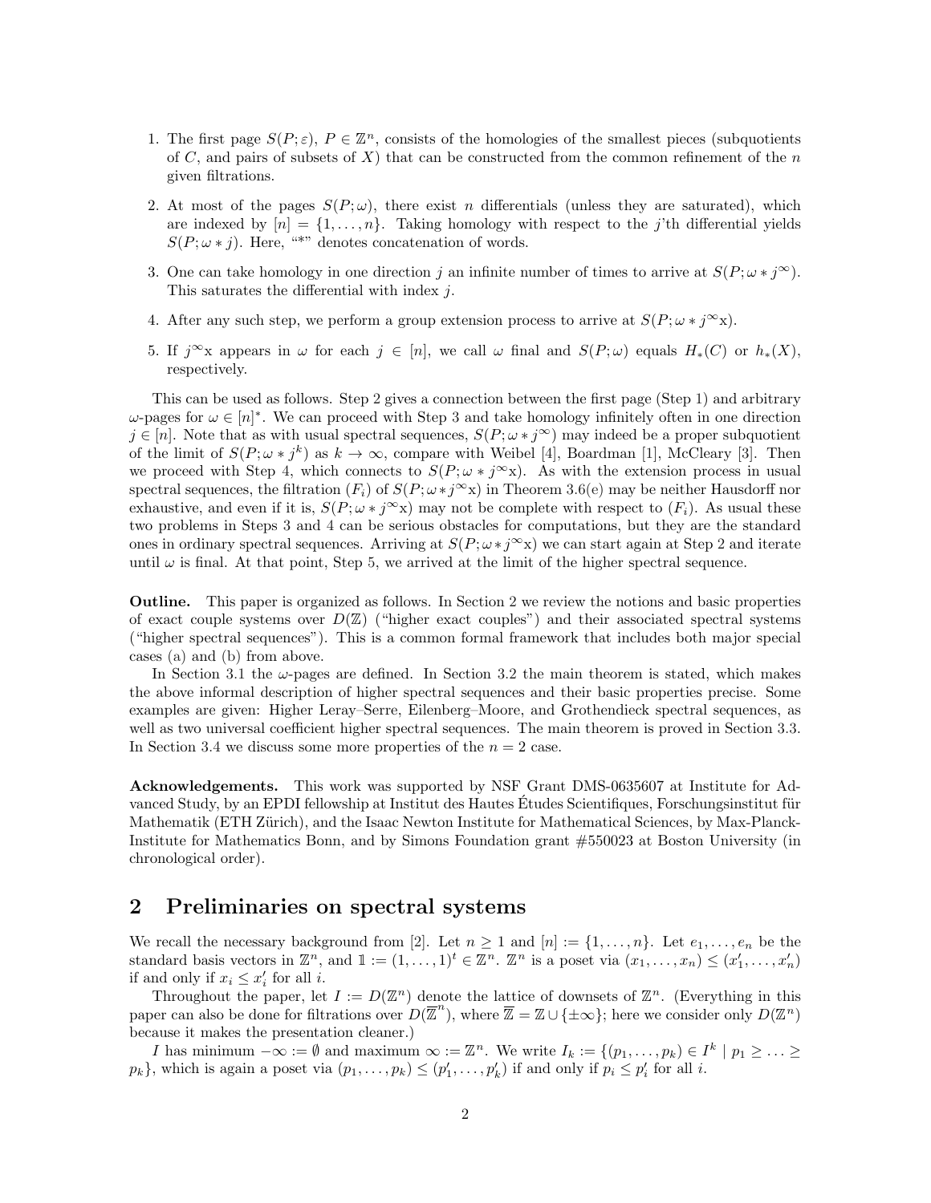1. The first page $S(P;\varepsilon)$, $P \in \mathbb{Z}^n$, consists of the homologies of the smallest pieces (subquotients of $C$, and pairs of subsets of $X$) that can be constructed from the common refinement of the $n$ given filtrations.

2. At most of the pages $S(P;\omega)$, there exist $n$ differentials (unless they are saturated), which are indexed by $[n] = \{1,\ldots,n\}$. Taking homology with respect to the $j$'th differential yields $S(P;\omega * j)$. Here, "*" denotes concatenation of words.

3. One can take homology in one direction $j$ an infinite number of times to arrive at $S(P;\omega * j^\infty)$. This saturates the differential with index $j$.

4. After any such step, we perform a group extension process to arrive at $S(P;\omega * j^\infty \mathrm{x})$.

5. If $j^\infty \mathrm{x}$ appears in $\omega$ for each $j \in [n]$, we call $\omega$ final and $S(P;\omega)$ equals $H_*(C)$ or $h_*(X)$, respectively.

This can be used as follows. Step 2 gives a connection between the first page (Step 1) and arbitrary $\omega$-pages for $\omega \in [n]^*$. We can proceed with Step 3 and take homology infinitely often in one direction $j \in [n]$. Note that as with usual spectral sequences, $S(P;\omega * j^\infty)$ may indeed be a proper subquotient of the limit of $S(P;\omega * j^k)$ as $k \to \infty$, compare with Weibel [4], Boardman [1], McCleary [3]. Then we proceed with Step 4, which connects to $S(P;\omega * j^\infty \mathrm{x})$. As with the extension process in usual spectral sequences, the filtration $(F_i)$ of $S(P;\omega * j^\infty \mathrm{x})$ in Theorem 3.6(e) may be neither Hausdorff nor exhaustive, and even if it is, $S(P;\omega * j^\infty \mathrm{x})$ may not be complete with respect to $(F_i)$. As usual these two problems in Steps 3 and 4 can be serious obstacles for computations, but they are the standard ones in ordinary spectral sequences. Arriving at $S(P;\omega * j^\infty \mathrm{x})$ we can start again at Step 2 and iterate until $\omega$ is final. At that point, Step 5, we arrived at the limit of the higher spectral sequence.

**Outline.** This paper is organized as follows. In Section 2 we review the notions and basic properties of exact couple systems over $D(\mathbb{Z})$ ("higher exact couples") and their associated spectral systems ("higher spectral sequences"). This is a common formal framework that includes both major special cases (a) and (b) from above.

In Section 3.1 the $\omega$-pages are defined. In Section 3.2 the main theorem is stated, which makes the above informal description of higher spectral sequences and their basic properties precise. Some examples are given: Higher Leray–Serre, Eilenberg–Moore, and Grothendieck spectral sequences, as well as two universal coefficient higher spectral sequences. The main theorem is proved in Section 3.3. In Section 3.4 we discuss some more properties of the $n = 2$ case.

**Acknowledgements.** This work was supported by NSF Grant DMS-0635607 at Institute for Advanced Study, by an EPDI fellowship at Institut des Hautes Études Scientifiques, Forschungsinstitut für Mathematik (ETH Zürich), and the Isaac Newton Institute for Mathematical Sciences, by Max-Planck-Institute for Mathematics Bonn, and by Simons Foundation grant #550023 at Boston University (in chronological order).

## 2 Preliminaries on spectral systems

We recall the necessary background from [2]. Let $n \geq 1$ and $[n] := \{1,\ldots,n\}$. Let $e_1,\ldots,e_n$ be the standard basis vectors in $\mathbb{Z}^n$, and $\mathbb{1} := (1,\ldots,1)^t \in \mathbb{Z}^n$. $\mathbb{Z}^n$ is a poset via $(x_1,\ldots,x_n) \leq (x_1',\ldots,x_n')$ if and only if $x_i \leq x_i'$ for all $i$.

Throughout the paper, let $I := D(\mathbb{Z}^n)$ denote the lattice of downsets of $\mathbb{Z}^n$. (Everything in this paper can also be done for filtrations over $D(\overline{\mathbb{Z}}^n)$, where $\overline{\mathbb{Z}} = \mathbb{Z} \cup \{\pm\infty\}$; here we consider only $D(\mathbb{Z}^n)$ because it makes the presentation cleaner.)

$I$ has minimum $-\infty := \emptyset$ and maximum $\infty := \mathbb{Z}^n$. We write $I_k := \{(p_1,\ldots,p_k) \in I^k \mid p_1 \geq \ldots \geq p_k\}$, which is again a poset via $(p_1,\ldots,p_k) \leq (p_1',\ldots,p_k')$ if and only if $p_i \leq p_i'$ for all $i$.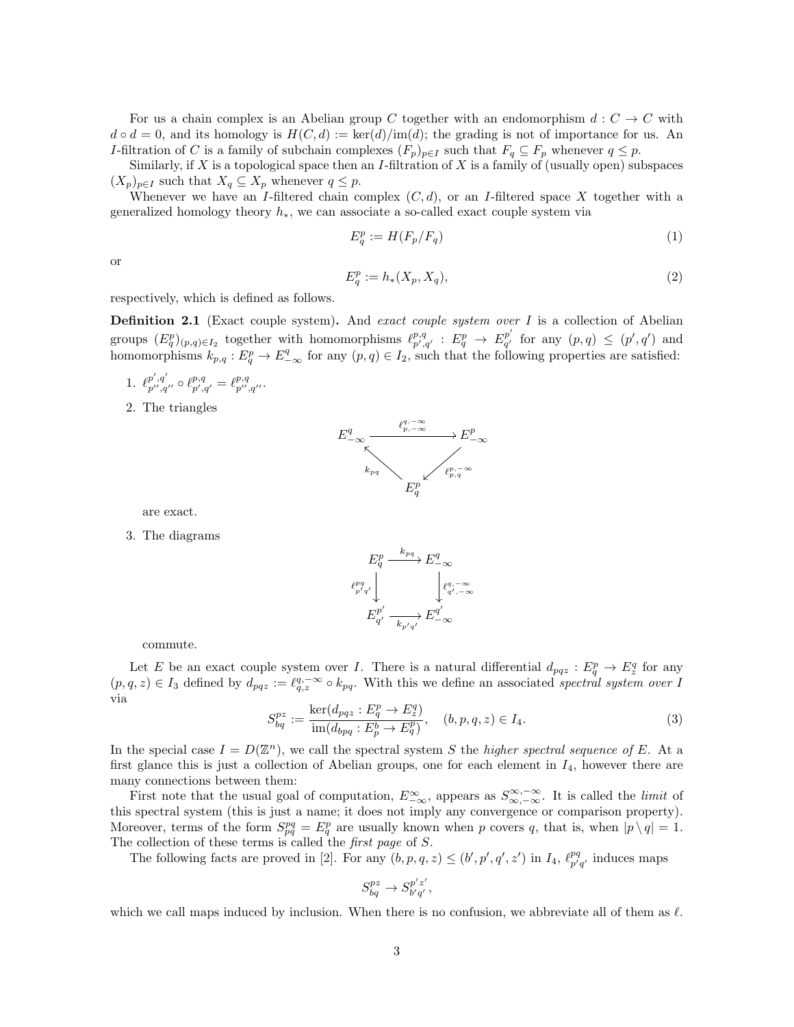For us a chain complex is an Abelian group $C$ together with an endomorphism $d : C \to C$ with $d \circ d = 0$, and its homology is $H(C, d) := \ker(d)/\mathrm{im}(d)$; the grading is not of importance for us. An $I$-filtration of $C$ is a family of subchain complexes $(F_p)_{p \in I}$ such that $F_q \subseteq F_p$ whenever $q \leq p$.

Similarly, if $X$ is a topological space then an $I$-filtration of $X$ is a family of (usually open) subspaces $(X_p)_{p \in I}$ such that $X_q \subseteq X_p$ whenever $q \leq p$.

Whenever we have an $I$-filtered chain complex $(C, d)$, or an $I$-filtered space $X$ together with a generalized homology theory $h_*$, we can associate a so-called exact couple system via

$$E_q^p := H(F_p/F_q) \tag{1}$$

or

$$E_q^p := h_*(X_p, X_q), \tag{2}$$

respectively, which is defined as follows.

**Definition 2.1** (Exact couple system)**.** And *exact couple system over $I$* is a collection of Abelian groups $(E_q^p)_{(p,q) \in I_2}$ together with homomorphisms $\ell_{p',q'}^{p,q} : E_q^p \to E_{q'}^{p'}$ for any $(p, q) \leq (p', q')$ and homomorphisms $k_{p,q} : E_q^p \to E_{-\infty}^q$ for any $(p, q) \in I_2$, such that the following properties are satisfied:

1. $\ell_{p'',q''}^{p',q'} \circ \ell_{p',q'}^{p,q} = \ell_{p'',q''}^{p,q}$.
2. The triangles

$$\begin{array}{ccc} E_{-\infty}^q & \xrightarrow{\ \ell_{p,-\infty}^{q,-\infty}\ } & E_{-\infty}^p \\ & {\scriptstyle k_{pq}} \nwarrow \quad \swarrow {\scriptstyle \ell_{p,q}^{p,-\infty}} & \\ & E_q^p & \end{array}$$

   are exact.
3. The diagrams

$$\begin{array}{ccc} E_q^p & \xrightarrow{\ k_{pq}\ } & E_{-\infty}^q \\ {\scriptstyle \ell_{p'q'}^{pq}} \downarrow & & \downarrow {\scriptstyle \ell_{q',-\infty}^{q,-\infty}} \\ E_{q'}^{p'} & \xrightarrow[\ k_{p'q'}\ ]{} & E_{-\infty}^{q'} \end{array}$$

   commute.

Let $E$ be an exact couple system over $I$. There is a natural differential $d_{pqz} : E_q^p \to E_z^q$ for any $(p, q, z) \in I_3$ defined by $d_{pqz} := \ell_{q,z}^{q,-\infty} \circ k_{pq}$. With this we define an associated *spectral system over $I$* via

$$S_{bq}^{pz} := \frac{\ker(d_{pqz} : E_q^p \to E_z^q)}{\mathrm{im}(d_{bpq} : E_p^b \to E_q^p)}, \quad (b, p, q, z) \in I_4. \tag{3}$$

In the special case $I = D(\mathbb{Z}^n)$, we call the spectral system $S$ the *higher spectral sequence of $E$*. At a first glance this is just a collection of Abelian groups, one for each element in $I_4$, however there are many connections between them:

First note that the usual goal of computation, $E_{-\infty}^{\infty}$, appears as $S_{\infty,-\infty}^{\infty,-\infty}$. It is called the *limit* of this spectral system (this is just a name; it does not imply any convergence or comparison property). Moreover, terms of the form $S_{pq}^{pq} = E_q^p$ are usually known when $p$ covers $q$, that is, when $|p \setminus q| = 1$. The collection of these terms is called the *first page* of $S$.

The following facts are proved in [2]. For any $(b, p, q, z) \leq (b', p', q', z')$ in $I_4$, $\ell_{p'q'}^{pq}$ induces maps

$$S_{bq}^{pz} \to S_{b'q'}^{p'z'},$$

which we call maps induced by inclusion. When there is no confusion, we abbreviate all of them as $\ell$.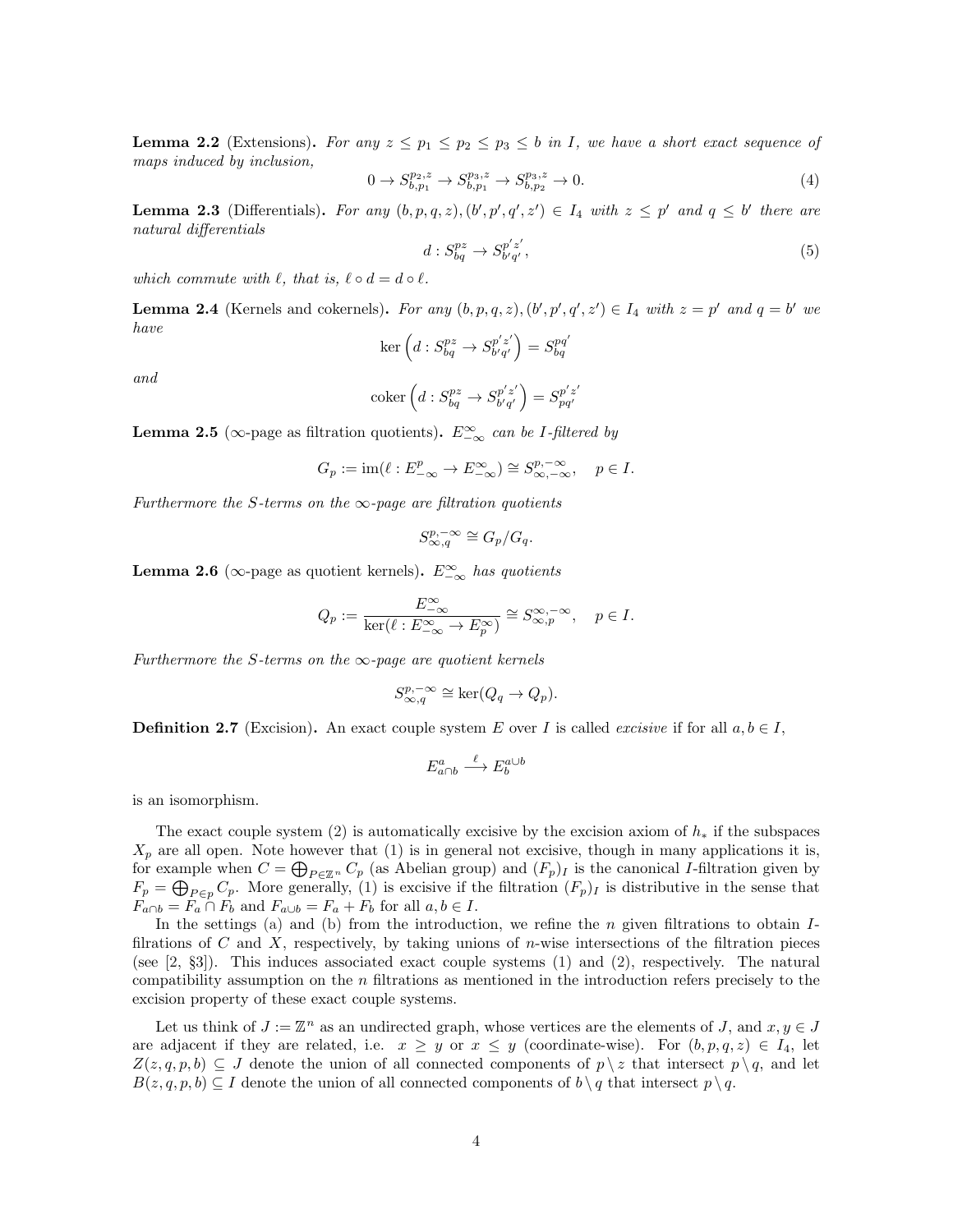**Lemma 2.2** (Extensions)**.** *For any $z \le p_1 \le p_2 \le p_3 \le b$ in $I$, we have a short exact sequence of maps induced by inclusion,*

$$0 \to S^{p_2,z}_{b,p_1} \to S^{p_3,z}_{b,p_1} \to S^{p_3,z}_{b,p_2} \to 0. \tag{4}$$

**Lemma 2.3** (Differentials)**.** *For any $(b,p,q,z),(b',p',q',z') \in I_4$ with $z \le p'$ and $q \le b'$ there are natural differentials*

$$d : S^{pz}_{bq} \to S^{p'z'}_{b'q'}, \tag{5}$$

*which commute with $\ell$, that is, $\ell \circ d = d \circ \ell$.*

**Lemma 2.4** (Kernels and cokernels)**.** *For any $(b,p,q,z),(b',p',q',z') \in I_4$ with $z = p'$ and $q = b'$ we have*

$$\ker\left(d : S^{pz}_{bq} \to S^{p'z'}_{b'q'}\right) = S^{pq'}_{bq}$$

*and*

$$\operatorname{coker}\left(d : S^{pz}_{bq} \to S^{p'z'}_{b'q'}\right) = S^{p'z'}_{pq'}$$

**Lemma 2.5** ($\infty$-page as filtration quotients)**.** *$E^{\infty}_{-\infty}$ can be $I$-filtered by*

$$G_p := \operatorname{im}(\ell : E^{p}_{-\infty} \to E^{\infty}_{-\infty}) \cong S^{p,-\infty}_{\infty,-\infty}, \quad p \in I.$$

*Furthermore the $S$-terms on the $\infty$-page are filtration quotients*

$$S^{p,-\infty}_{\infty,q} \cong G_p/G_q.$$

**Lemma 2.6** ($\infty$-page as quotient kernels)**.** *$E^{\infty}_{-\infty}$ has quotients*

$$Q_p := \frac{E^{\infty}_{-\infty}}{\ker(\ell : E^{\infty}_{-\infty} \to E^{\infty}_{p})} \cong S^{\infty,-\infty}_{\infty,p}, \quad p \in I.$$

*Furthermore the $S$-terms on the $\infty$-page are quotient kernels*

$$S^{p,-\infty}_{\infty,q} \cong \ker(Q_q \to Q_p).$$

**Definition 2.7** (Excision)**.** An exact couple system $E$ over $I$ is called *excisive* if for all $a, b \in I$,

$$E^{a}_{a\cap b} \xrightarrow{\ \ell\ } E^{a\cup b}_{b}$$

is an isomorphism.

The exact couple system (2) is automatically excisive by the excision axiom of $h_*$ if the subspaces $X_p$ are all open. Note however that (1) is in general not excisive, though in many applications it is, for example when $C = \bigoplus_{P\in\mathbb{Z}^n} C_p$ (as Abelian group) and $(F_p)_I$ is the canonical $I$-filtration given by $F_p = \bigoplus_{P\in p} C_p$. More generally, (1) is excisive if the filtration $(F_p)_I$ is distributive in the sense that $F_{a\cap b} = F_a \cap F_b$ and $F_{a\cup b} = F_a + F_b$ for all $a, b \in I$.

In the settings (a) and (b) from the introduction, we refine the $n$ given filtrations to obtain $I$-filtrations of $C$ and $X$, respectively, by taking unions of $n$-wise intersections of the filtration pieces (see [2, §3]). This induces associated exact couple systems (1) and (2), respectively. The natural compatibility assumption on the $n$ filtrations as mentioned in the introduction refers precisely to the excision property of these exact couple systems.

Let us think of $J := \mathbb{Z}^n$ as an undirected graph, whose vertices are the elements of $J$, and $x, y \in J$ are adjacent if they are related, i.e. $x \ge y$ or $x \le y$ (coordinate-wise). For $(b,p,q,z) \in I_4$, let $Z(z,q,p,b) \subseteq J$ denote the union of all connected components of $p \setminus z$ that intersect $p \setminus q$, and let $B(z,q,p,b) \subseteq I$ denote the union of all connected components of $b \setminus q$ that intersect $p \setminus q$.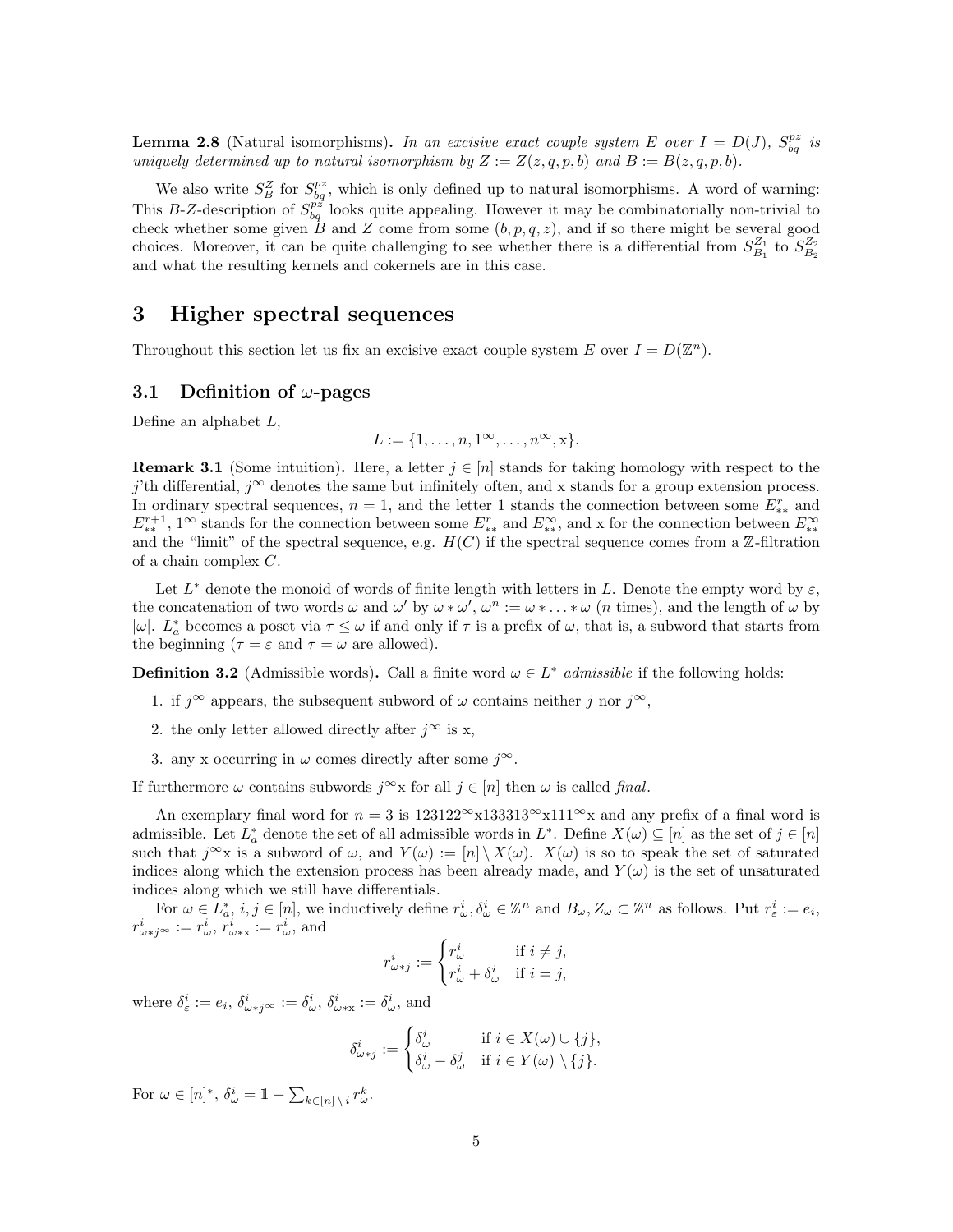**Lemma 2.8** (Natural isomorphisms)**.** *In an excisive exact couple system $E$ over $I = D(J)$, $S^{pz}_{bq}$ is uniquely determined up to natural isomorphism by $Z := Z(z,q,p,b)$ and $B := B(z,q,p,b)$.*

We also write $S^Z_B$ for $S^{pz}_{bq}$, which is only defined up to natural isomorphisms. A word of warning: This $B$-$Z$-description of $S^{pz}_{bq}$ looks quite appealing. However it may be combinatorially non-trivial to check whether some given $B$ and $Z$ come from some $(b,p,q,z)$, and if so there might be several good choices. Moreover, it can be quite challenging to see whether there is a differential from $S^{Z_1}_{B_1}$ to $S^{Z_2}_{B_2}$ and what the resulting kernels and cokernels are in this case.

# 3 Higher spectral sequences

Throughout this section let us fix an excisive exact couple system $E$ over $I = D(\mathbb{Z}^n)$.

## 3.1 Definition of $\omega$-pages

Define an alphabet $L$,

$$L := \{1, \ldots, n, 1^\infty, \ldots, n^\infty, \mathrm{x}\}.$$

**Remark 3.1** (Some intuition)**.** Here, a letter $j \in [n]$ stands for taking homology with respect to the $j$'th differential, $j^\infty$ denotes the same but infinitely often, and x stands for a group extension process. In ordinary spectral sequences, $n = 1$, and the letter 1 stands the connection between some $E^r_{**}$ and $E^{r+1}_{**}$, $1^\infty$ stands for the connection between some $E^r_{**}$ and $E^\infty_{**}$, and x for the connection between $E^\infty_{**}$ and the "limit" of the spectral sequence, e.g. $H(C)$ if the spectral sequence comes from a $\mathbb{Z}$-filtration of a chain complex $C$.

Let $L^*$ denote the monoid of words of finite length with letters in $L$. Denote the empty word by $\varepsilon$, the concatenation of two words $\omega$ and $\omega'$ by $\omega * \omega'$, $\omega^n := \omega * \ldots * \omega$ ($n$ times), and the length of $\omega$ by $|\omega|$. $L^*_a$ becomes a poset via $\tau \leq \omega$ if and only if $\tau$ is a prefix of $\omega$, that is, a subword that starts from the beginning ($\tau = \varepsilon$ and $\tau = \omega$ are allowed).

**Definition 3.2** (Admissible words)**.** Call a finite word $\omega \in L^*$ *admissible* if the following holds:

1. if $j^\infty$ appears, the subsequent subword of $\omega$ contains neither $j$ nor $j^\infty$,
2. the only letter allowed directly after $j^\infty$ is x,
3. any x occurring in $\omega$ comes directly after some $j^\infty$.

If furthermore $\omega$ contains subwords $j^\infty\mathrm{x}$ for all $j \in [n]$ then $\omega$ is called *final*.

An exemplary final word for $n = 3$ is $123122^\infty\mathrm{x}133313^\infty\mathrm{x}111^\infty\mathrm{x}$ and any prefix of a final word is admissible. Let $L^*_a$ denote the set of all admissible words in $L^*$. Define $X(\omega) \subseteq [n]$ as the set of $j \in [n]$ such that $j^\infty\mathrm{x}$ is a subword of $\omega$, and $Y(\omega) := [n] \setminus X(\omega)$. $X(\omega)$ is so to speak the set of saturated indices along which the extension process has been already made, and $Y(\omega)$ is the set of unsaturated indices along which we still have differentials.

For $\omega \in L^*_a$, $i,j \in [n]$, we inductively define $r^i_\omega, \delta^i_\omega \in \mathbb{Z}^n$ and $B_\omega, Z_\omega \subset \mathbb{Z}^n$ as follows. Put $r^i_\varepsilon := e_i$, $r^i_{\omega * j^\infty} := r^i_\omega$, $r^i_{\omega * \mathrm{x}} := r^i_\omega$, and

$$r^i_{\omega * j} := \begin{cases} r^i_\omega & \text{if } i \neq j, \\ r^i_\omega + \delta^i_\omega & \text{if } i = j, \end{cases}$$

where $\delta^i_\varepsilon := e_i$, $\delta^i_{\omega * j^\infty} := \delta^i_\omega$, $\delta^i_{\omega * \mathrm{x}} := \delta^i_\omega$, and

$$\delta^i_{\omega * j} := \begin{cases} \delta^i_\omega & \text{if } i \in X(\omega) \cup \{j\}, \\ \delta^i_\omega - \delta^j_\omega & \text{if } i \in Y(\omega) \setminus \{j\}. \end{cases}$$

For $\omega \in [n]^*$, $\delta^i_\omega = \mathbb{1} - \sum_{k \in [n] \setminus i} r^k_\omega$.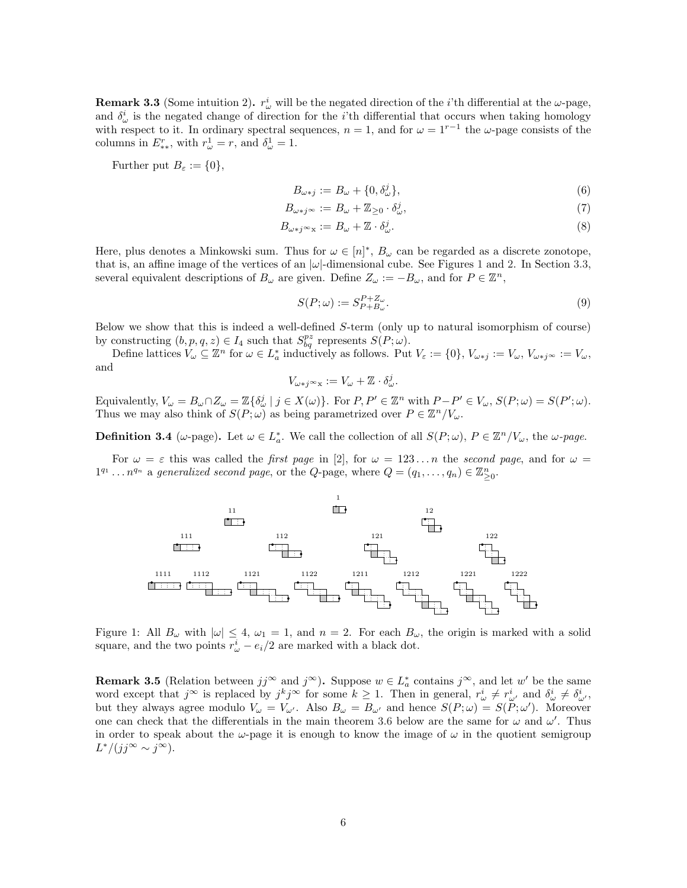**Remark 3.3** (Some intuition 2)**.** $r^i_\omega$ will be the negated direction of the $i$'th differential at the $\omega$-page, and $\delta^i_\omega$ is the negated change of direction for the $i$'th differential that occurs when taking homology with respect to it. In ordinary spectral sequences, $n = 1$, and for $\omega = 1^{r-1}$ the $\omega$-page consists of the columns in $E^r_{**}$, with $r^1_\omega = r$, and $\delta^1_\omega = 1$.

Further put $B_\varepsilon := \{0\}$,

$$B_{\omega * j} := B_\omega + \{0, \delta^j_\omega\}, \tag{6}$$

$$B_{\omega * j^\infty} := B_\omega + \mathbb{Z}_{\geq 0} \cdot \delta^j_\omega, \tag{7}$$

$$B_{\omega * j^\infty \mathrm{x}} := B_\omega + \mathbb{Z} \cdot \delta^j_\omega. \tag{8}$$

Here, plus denotes a Minkowski sum. Thus for $\omega \in [n]^*$, $B_\omega$ can be regarded as a discrete zonotope, that is, an affine image of the vertices of an $|\omega|$-dimensional cube. See Figures 1 and 2. In Section 3.3, several equivalent descriptions of $B_\omega$ are given. Define $Z_\omega := -B_\omega$, and for $P \in \mathbb{Z}^n$,

$$S(P; \omega) := S^{P+Z_\omega}_{P+B_\omega}. \tag{9}$$

Below we show that this is indeed a well-defined $S$-term (only up to natural isomorphism of course) by constructing $(b, p, q, z) \in I_4$ such that $S^{pz}_{bq}$ represents $S(P; \omega)$.

Define lattices $V_\omega \subseteq \mathbb{Z}^n$ for $\omega \in L^*_a$ inductively as follows. Put $V_\varepsilon := \{0\}$, $V_{\omega * j} := V_\omega$, $V_{\omega * j^\infty} := V_\omega$, and

$$V_{\omega * j^\infty \mathrm{x}} := V_\omega + \mathbb{Z} \cdot \delta^j_\omega.$$

Equivalently, $V_\omega = B_\omega \cap Z_\omega = \mathbb{Z}\{\delta^j_\omega \mid j \in X(\omega)\}$. For $P, P' \in \mathbb{Z}^n$ with $P - P' \in V_\omega$, $S(P; \omega) = S(P'; \omega)$. Thus we may also think of $S(P; \omega)$ as being parametrized over $P \in \mathbb{Z}^n / V_\omega$.

**Definition 3.4** ($\omega$-page)**.** Let $\omega \in L^*_a$. We call the collection of all $S(P; \omega)$, $P \in \mathbb{Z}^n / V_\omega$, the *$\omega$-page*.

For $\omega = \varepsilon$ this was called the *first page* in [2], for $\omega = 123 \ldots n$ the *second page*, and for $\omega = 1^{q_1} \ldots n^{q_n}$ a *generalized second page*, or the $Q$-page, where $Q = (q_1, \ldots, q_n) \in \mathbb{Z}^n_{\geq 0}$.

Figure 1: All $B_\omega$ with $|\omega| \leq 4$, $\omega_1 = 1$, and $n = 2$. For each $B_\omega$, the origin is marked with a solid square, and the two points $r^i_\omega - e_i/2$ are marked with a black dot.

**Remark 3.5** (Relation between $jj^\infty$ and $j^\infty$)**.** Suppose $w \in L^*_a$ contains $j^\infty$, and let $w'$ be the same word except that $j^\infty$ is replaced by $j^k j^\infty$ for some $k \geq 1$. Then in general, $r^i_\omega \neq r^i_{\omega'}$ and $\delta^i_\omega \neq \delta^i_{\omega'}$, but they always agree modulo $V_\omega = V_{\omega'}$. Also $B_\omega = B_{\omega'}$ and hence $S(P; \omega) = S(P; \omega')$. Moreover one can check that the differentials in the main theorem 3.6 below are the same for $\omega$ and $\omega'$. Thus in order to speak about the $\omega$-page it is enough to know the image of $\omega$ in the quotient semigroup $L^*/(jj^\infty \sim j^\infty)$.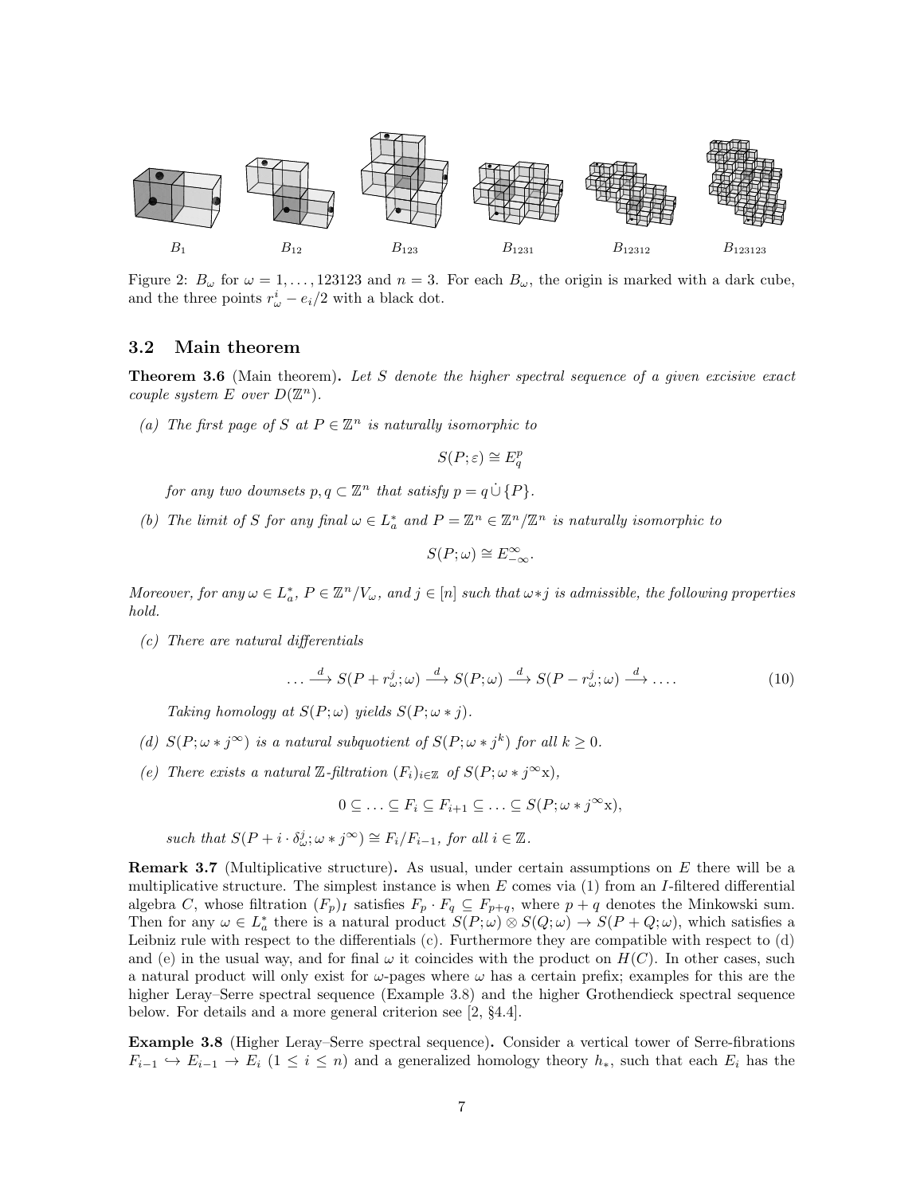$B_1$ $B_{12}$ $B_{123}$ $B_{1231}$ $B_{12312}$ $B_{123123}$

Figure 2: $B_\omega$ for $\omega = 1, \ldots, 123123$ and $n = 3$. For each $B_\omega$, the origin is marked with a dark cube, and the three points $r^i_\omega - e_i/2$ with a black dot.

### 3.2 Main theorem

**Theorem 3.6** (Main theorem)**.** *Let $S$ denote the higher spectral sequence of a given excisive exact couple system $E$ over $D(\mathbb{Z}^n)$.*

*(a) The first page of $S$ at $P \in \mathbb{Z}^n$ is naturally isomorphic to*

$$S(P; \varepsilon) \cong E^p_q$$

*for any two downsets $p, q \subset \mathbb{Z}^n$ that satisfy $p = q \,\dot\cup\, \{P\}$.*

*(b) The limit of $S$ for any final $\omega \in L^*_a$ and $P = \mathbb{Z}^n \in \mathbb{Z}^n/\mathbb{Z}^n$ is naturally isomorphic to*

$$S(P; \omega) \cong E^\infty_{-\infty}.$$

*Moreover, for any $\omega \in L^*_a$, $P \in \mathbb{Z}^n/V_\omega$, and $j \in [n]$ such that $\omega * j$ is admissible, the following properties hold.*

*(c) There are natural differentials*

$$\ldots \xrightarrow{d} S(P + r^j_\omega; \omega) \xrightarrow{d} S(P; \omega) \xrightarrow{d} S(P - r^j_\omega; \omega) \xrightarrow{d} \ldots. \tag{10}$$

*Taking homology at $S(P; \omega)$ yields $S(P; \omega * j)$.*

*(d) $S(P; \omega * j^\infty)$ is a natural subquotient of $S(P; \omega * j^k)$ for all $k \geq 0$.*

*(e) There exists a natural $\mathbb{Z}$-filtration $(F_i)_{i \in \mathbb{Z}}$ of $S(P; \omega * j^\infty \mathrm{x})$,*

$$0 \subseteq \ldots \subseteq F_i \subseteq F_{i+1} \subseteq \ldots \subseteq S(P; \omega * j^\infty \mathrm{x}),$$

*such that $S(P + i \cdot \delta^j_\omega; \omega * j^\infty) \cong F_i / F_{i-1}$, for all $i \in \mathbb{Z}$.*

**Remark 3.7** (Multiplicative structure)**.** As usual, under certain assumptions on $E$ there will be a multiplicative structure. The simplest instance is when $E$ comes via (1) from an $I$-filtered differential algebra $C$, whose filtration $(F_p)_I$ satisfies $F_p \cdot F_q \subseteq F_{p+q}$, where $p + q$ denotes the Minkowski sum. Then for any $\omega \in L^*_a$ there is a natural product $S(P; \omega) \otimes S(Q; \omega) \to S(P + Q; \omega)$, which satisfies a Leibniz rule with respect to the differentials (c). Furthermore they are compatible with respect to (d) and (e) in the usual way, and for final $\omega$ it coincides with the product on $H(C)$. In other cases, such a natural product will only exist for $\omega$-pages where $\omega$ has a certain prefix; examples for this are the higher Leray–Serre spectral sequence (Example 3.8) and the higher Grothendieck spectral sequence below. For details and a more general criterion see [2, §4.4].

**Example 3.8** (Higher Leray–Serre spectral sequence)**.** Consider a vertical tower of Serre-fibrations $F_{i-1} \hookrightarrow E_{i-1} \to E_i$ ($1 \leq i \leq n$) and a generalized homology theory $h_*$, such that each $E_i$ has the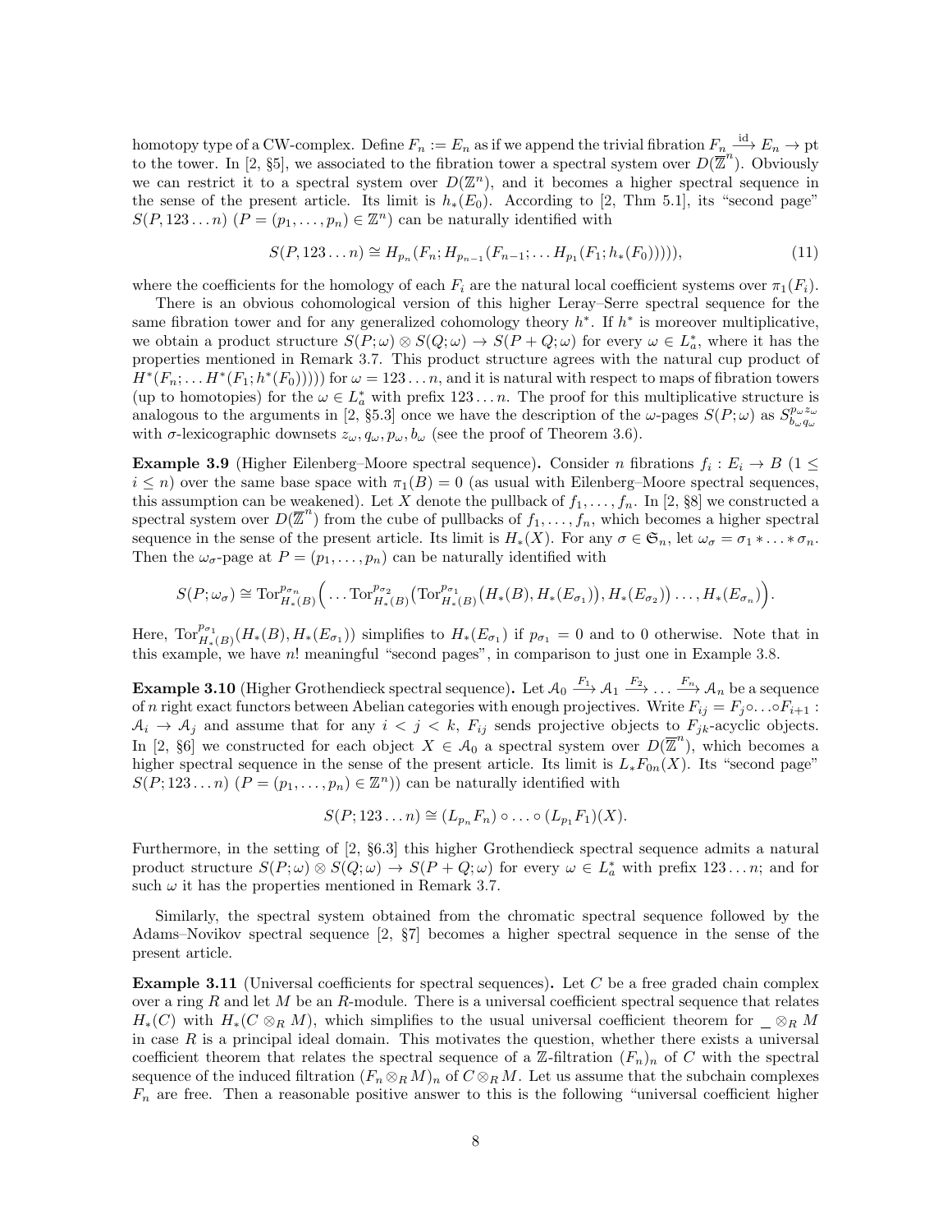homotopy type of a CW-complex. Define $F_n := E_n$ as if we append the trivial fibration $F_n \xrightarrow{\text{id}} E_n \to \text{pt}$ to the tower. In [2, §5], we associated to the fibration tower a spectral system over $D(\overline{\mathbb{Z}}^n)$. Obviously we can restrict it to a spectral system over $D(\mathbb{Z}^n)$, and it becomes a higher spectral sequence in the sense of the present article. Its limit is $h_*(E_0)$. According to [2, Thm 5.1], its "second page" $S(P, 123\dots n)$ ($P = (p_1, \dots, p_n) \in \mathbb{Z}^n$) can be naturally identified with

$$S(P, 123\dots n) \cong H_{p_n}(F_n; H_{p_{n-1}}(F_{n-1}; \dots H_{p_1}(F_1; h_*(F_0))))), \tag{11}$$

where the coefficients for the homology of each $F_i$ are the natural local coefficient systems over $\pi_1(F_i)$.

There is an obvious cohomological version of this higher Leray–Serre spectral sequence for the same fibration tower and for any generalized cohomology theory $h^*$. If $h^*$ is moreover multiplicative, we obtain a product structure $S(P;\omega) \otimes S(Q;\omega) \to S(P+Q;\omega)$ for every $\omega \in L_a^*$, where it has the properties mentioned in Remark 3.7. This product structure agrees with the natural cup product of $H^*(F_n; \dots H^*(F_1; h^*(F_0)))))$ for $\omega = 123\dots n$, and it is natural with respect to maps of fibration towers (up to homotopies) for the $\omega \in L_a^*$ with prefix $123\dots n$. The proof for this multiplicative structure is analogous to the arguments in [2, §5.3] once we have the description of the $\omega$-pages $S(P;\omega)$ as $S_{b_\omega q_\omega}^{p_\omega z_\omega}$ with $\sigma$-lexicographic downsets $z_\omega, q_\omega, p_\omega, b_\omega$ (see the proof of Theorem 3.6).

**Example 3.9** (Higher Eilenberg–Moore spectral sequence)**.** Consider $n$ fibrations $f_i : E_i \to B$ ($1 \leq i \leq n$) over the same base space with $\pi_1(B) = 0$ (as usual with Eilenberg–Moore spectral sequences, this assumption can be weakened). Let $X$ denote the pullback of $f_1, \dots, f_n$. In [2, §8] we constructed a spectral system over $D(\overline{\mathbb{Z}}^n)$ from the cube of pullbacks of $f_1, \dots, f_n$, which becomes a higher spectral sequence in the sense of the present article. Its limit is $H_*(X)$. For any $\sigma \in \mathfrak{S}_n$, let $\omega_\sigma = \sigma_1 * \dots * \sigma_n$. Then the $\omega_\sigma$-page at $P = (p_1, \dots, p_n)$ can be naturally identified with

$$S(P;\omega_\sigma) \cong \operatorname{Tor}^{p_{\sigma_n}}_{H_*(B)}\Big(\dots \operatorname{Tor}^{p_{\sigma_2}}_{H_*(B)}\big(\operatorname{Tor}^{p_{\sigma_1}}_{H_*(B)}\big(H_*(B), H_*(E_{\sigma_1})\big), H_*(E_{\sigma_2})\big)\dots, H_*(E_{\sigma_n})\Big).$$

Here, $\operatorname{Tor}^{p_{\sigma_1}}_{H_*(B)}(H_*(B), H_*(E_{\sigma_1}))$ simplifies to $H_*(E_{\sigma_1})$ if $p_{\sigma_1} = 0$ and to 0 otherwise. Note that in this example, we have $n!$ meaningful "second pages", in comparison to just one in Example 3.8.

**Example 3.10** (Higher Grothendieck spectral sequence)**.** Let $\mathcal{A}_0 \xrightarrow{F_1} \mathcal{A}_1 \xrightarrow{F_2} \dots \xrightarrow{F_n} \mathcal{A}_n$ be a sequence of $n$ right exact functors between Abelian categories with enough projectives. Write $F_{ij} = F_j \circ \dots \circ F_{i+1} : \mathcal{A}_i \to \mathcal{A}_j$ and assume that for any $i < j < k$, $F_{ij}$ sends projective objects to $F_{jk}$-acyclic objects. In [2, §6] we constructed for each object $X \in \mathcal{A}_0$ a spectral system over $D(\overline{\mathbb{Z}}^n)$, which becomes a higher spectral sequence in the sense of the present article. Its limit is $L_*F_{0n}(X)$. Its "second page" $S(P; 123\dots n)$ ($P = (p_1, \dots, p_n) \in \mathbb{Z}^n$)) can be naturally identified with

$$S(P; 123\dots n) \cong (L_{p_n}F_n) \circ \dots \circ (L_{p_1}F_1)(X).$$

Furthermore, in the setting of [2, §6.3] this higher Grothendieck spectral sequence admits a natural product structure $S(P;\omega) \otimes S(Q;\omega) \to S(P+Q;\omega)$ for every $\omega \in L_a^*$ with prefix $123\dots n$; and for such $\omega$ it has the properties mentioned in Remark 3.7.

Similarly, the spectral system obtained from the chromatic spectral sequence followed by the Adams–Novikov spectral sequence [2, §7] becomes a higher spectral sequence in the sense of the present article.

**Example 3.11** (Universal coefficients for spectral sequences)**.** Let $C$ be a free graded chain complex over a ring $R$ and let $M$ be an $R$-module. There is a universal coefficient spectral sequence that relates $H_*(C)$ with $H_*(C \otimes_R M)$, which simplifies to the usual universal coefficient theorem for $\_ \otimes_R M$ in case $R$ is a principal ideal domain. This motivates the question, whether there exists a universal coefficient theorem that relates the spectral sequence of a $\mathbb{Z}$-filtration $(F_n)_n$ of $C$ with the spectral sequence of the induced filtration $(F_n \otimes_R M)_n$ of $C \otimes_R M$. Let us assume that the subchain complexes $F_n$ are free. Then a reasonable positive answer to this is the following "universal coefficient higher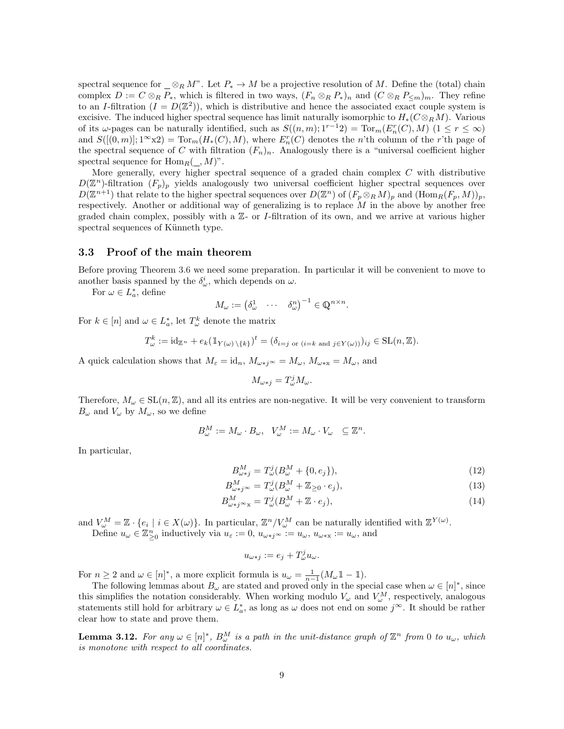spectral sequence for $\_\otimes_R M$". Let $P_* \to M$ be a projective resolution of $M$. Define the (total) chain complex $D := C \otimes_R P_*$, which is filtered in two ways, $(F_n \otimes_R P_*)_n$ and $(C \otimes_R P_{\leq m})_m$. They refine to an $I$-filtration ($I = D(\mathbb{Z}^2)$), which is distributive and hence the associated exact couple system is excisive. The induced higher spectral sequence has limit naturally isomorphic to $H_*(C \otimes_R M)$. Various of its $\omega$-pages can be naturally identified, such as $S((n,m); 1^{r-1}2) = \mathrm{Tor}_m(E^r_n(C), M)$ ($1 \leq r \leq \infty$) and $S([(0,m)]; 1^\infty \mathrm{x}2) = \mathrm{Tor}_m(H_*(C), M)$, where $E^r_n(C)$ denotes the $n$'th column of the $r$'th page of the spectral sequence of $C$ with filtration $(F_n)_n$. Analogously there is a "universal coefficient higher spectral sequence for $\mathrm{Hom}_R(\_, M)$".

More generally, every higher spectral sequence of a graded chain complex $C$ with distributive $D(\mathbb{Z}^n)$-filtration $(F_p)_p$ yields analogously two universal coefficient higher spectral sequences over $D(\mathbb{Z}^{n+1})$ that relate to the higher spectral sequences over $D(\mathbb{Z}^n)$ of $(F_p \otimes_R M)_p$ and $(\mathrm{Hom}_R(F_p, M))_p$, respectively. Another or additional way of generalizing is to replace $M$ in the above by another free graded chain complex, possibly with a $\mathbb{Z}$- or $I$-filtration of its own, and we arrive at various higher spectral sequences of Künneth type.

### 3.3 Proof of the main theorem

Before proving Theorem 3.6 we need some preparation. In particular it will be convenient to move to another basis spanned by the $\delta^i_\omega$, which depends on $\omega$.

For $\omega \in L^*_a$, define

$$M_\omega := \begin{pmatrix} \delta^1_\omega & \cdots & \delta^n_\omega \end{pmatrix}^{-1} \in \mathbb{Q}^{n \times n}.$$

For $k \in [n]$ and $\omega \in L^*_a$, let $T^k_\omega$ denote the matrix

$$T^k_\omega := \mathrm{id}_{\mathbb{Z}^n} + e_k(\mathbb{1}_{Y(\omega)\setminus\{k\}})^t = (\delta_{i=j \text{ or } (i=k \text{ and } j \in Y(\omega))})_{ij} \in \mathrm{SL}(n, \mathbb{Z}).$$

A quick calculation shows that $M_\varepsilon = \mathrm{id}_n$, $M_{\omega * j^\infty} = M_\omega$, $M_{\omega * \mathrm{x}} = M_\omega$, and

$$M_{\omega * j} = T^j_\omega M_\omega.$$

Therefore, $M_\omega \in \mathrm{SL}(n, \mathbb{Z})$, and all its entries are non-negative. It will be very convenient to transform $B_\omega$ and $V_\omega$ by $M_\omega$, so we define

$$B^M_\omega := M_\omega \cdot B_\omega, \quad V^M_\omega := M_\omega \cdot V_\omega \quad \subseteq \mathbb{Z}^n.$$

In particular,

$$B^M_{\omega * j} = T^j_\omega(B^M_\omega + \{0, e_j\}), \tag{12}$$

$$B^M_{\omega * j^\infty} = T^j_\omega(B^M_\omega + \mathbb{Z}_{\geq 0} \cdot e_j), \tag{13}$$

$$B^M_{\omega * j^\infty \mathrm{x}} = T^j_\omega(B^M_\omega + \mathbb{Z} \cdot e_j), \tag{14}$$

and $V^M_\omega = \mathbb{Z} \cdot \{e_i \mid i \in X(\omega)\}$. In particular, $\mathbb{Z}^n / V^M_\omega$ can be naturally identified with $\mathbb{Z}^{Y(\omega)}$.

Define $u_\omega \in \mathbb{Z}^n_{\geq 0}$ inductively via $u_\varepsilon := 0$, $u_{\omega * j^\infty} := u_\omega$, $u_{\omega * \mathrm{x}} := u_\omega$, and

$$u_{\omega * j} := e_j + T^j_\omega u_\omega.$$

For $n \geq 2$ and $\omega \in [n]^*$, a more explicit formula is $u_\omega = \frac{1}{n-1}(M_\omega \mathbb{1} - \mathbb{1})$.

The following lemmas about $B_\omega$ are stated and proved only in the special case when $\omega \in [n]^*$, since this simplifies the notation considerably. When working modulo $V_\omega$ and $V^M_\omega$, respectively, analogous statements still hold for arbitrary $\omega \in L^*_a$, as long as $\omega$ does not end on some $j^\infty$. It should be rather clear how to state and prove them.

**Lemma 3.12.** *For any $\omega \in [n]^*$, $B^M_\omega$ is a path in the unit-distance graph of $\mathbb{Z}^n$ from $0$ to $u_\omega$, which is monotone with respect to all coordinates.*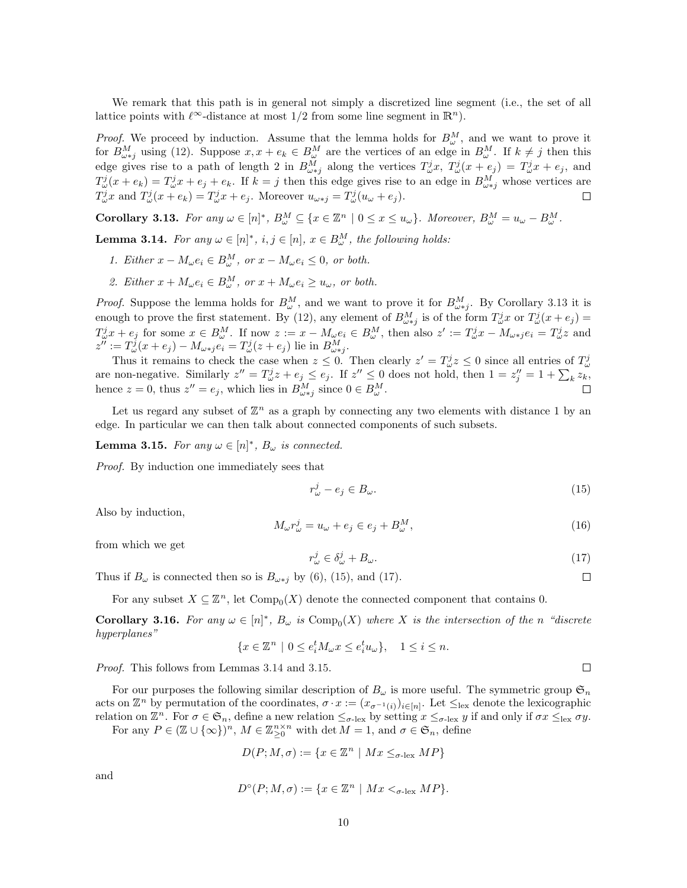We remark that this path is in general not simply a discretized line segment (i.e., the set of all lattice points with $\ell^\infty$-distance at most $1/2$ from some line segment in $\mathbb{R}^n$).

*Proof.* We proceed by induction. Assume that the lemma holds for $B^M_\omega$, and we want to prove it for $B^M_{\omega*j}$ using (12). Suppose $x, x+e_k \in B^M_\omega$ are the vertices of an edge in $B^M_\omega$. If $k \neq j$ then this edge gives rise to a path of length 2 in $B^M_{\omega*j}$ along the vertices $T^j_\omega x$, $T^j_\omega(x+e_j) = T^j_\omega x + e_j$, and $T^j_\omega(x+e_k) = T^j_\omega x + e_j + e_k$. If $k = j$ then this edge gives rise to an edge in $B^M_{\omega*j}$ whose vertices are $T^j_\omega x$ and $T^j_\omega(x+e_k) = T^j_\omega x + e_j$. Moreover $u_{\omega*j} = T^j_\omega(u_\omega + e_j)$. □

**Corollary 3.13.** *For any $\omega \in [n]^*$, $B^M_\omega \subseteq \{x \in \mathbb{Z}^n \mid 0 \le x \le u_\omega\}$. Moreover, $B^M_\omega = u_\omega - B^M_\omega$.*

**Lemma 3.14.** *For any $\omega \in [n]^*$, $i, j \in [n]$, $x \in B^M_\omega$, the following holds:*

1. *Either $x - M_\omega e_i \in B^M_\omega$, or $x - M_\omega e_i \le 0$, or both.*
2. *Either $x + M_\omega e_i \in B^M_\omega$, or $x + M_\omega e_i \ge u_\omega$, or both.*

*Proof.* Suppose the lemma holds for $B^M_\omega$, and we want to prove it for $B^M_{\omega*j}$. By Corollary 3.13 it is enough to prove the first statement. By (12), any element of $B^M_{\omega*j}$ is of the form $T^j_\omega x$ or $T^j_\omega(x+e_j) = T^j_\omega x + e_j$ for some $x \in B^M_\omega$. If now $z := x - M_\omega e_i \in B^M_\omega$, then also $z' := T^j_\omega x - M_{\omega*j} e_i = T^j_\omega z$ and $z'' := T^j_\omega(x+e_j) - M_{\omega*j} e_i = T^j_\omega(z+e_j)$ lie in $B^M_{\omega*j}$.

Thus it remains to check the case when $z \le 0$. Then clearly $z' = T^j_\omega z \le 0$ since all entries of $T^j_\omega$ are non-negative. Similarly $z'' = T^j_\omega z + e_j \le e_j$. If $z'' \le 0$ does not hold, then $1 = z''_j = 1 + \sum_k z_k$, hence $z = 0$, thus $z'' = e_j$, which lies in $B^M_{\omega*j}$ since $0 \in B^M_\omega$. □

Let us regard any subset of $\mathbb{Z}^n$ as a graph by connecting any two elements with distance 1 by an edge. In particular we can then talk about connected components of such subsets.

**Lemma 3.15.** *For any $\omega \in [n]^*$, $B_\omega$ is connected.*

*Proof.* By induction one immediately sees that

$$r^j_\omega - e_j \in B_\omega. \tag{15}$$

Also by induction,

$$M_\omega r^j_\omega = u_\omega + e_j \in e_j + B^M_\omega, \tag{16}$$

from which we get

$$r^j_\omega \in \delta^j_\omega + B_\omega. \tag{17}$$

Thus if $B_\omega$ is connected then so is $B_{\omega*j}$ by (6), (15), and (17). □

For any subset $X \subseteq \mathbb{Z}^n$, let $\mathrm{Comp}_0(X)$ denote the connected component that contains 0.

**Corollary 3.16.** *For any $\omega \in [n]^*$, $B_\omega$ is $\mathrm{Comp}_0(X)$ where $X$ is the intersection of the $n$ "discrete hyperplanes"*

$$\{x \in \mathbb{Z}^n \mid 0 \le e_i^t M_\omega x \le e_i^t u_\omega\}, \quad 1 \le i \le n.$$

*Proof.* This follows from Lemmas 3.14 and 3.15. □

For our purposes the following similar description of $B_\omega$ is more useful. The symmetric group $\mathfrak{S}_n$ acts on $\mathbb{Z}^n$ by permutation of the coordinates, $\sigma \cdot x := (x_{\sigma^{-1}(i)})_{i \in [n]}$. Let $\le_{\mathrm{lex}}$ denote the lexicographic relation on $\mathbb{Z}^n$. For $\sigma \in \mathfrak{S}_n$, define a new relation $\le_{\sigma\text{-lex}}$ by setting $x \le_{\sigma\text{-lex}} y$ if and only if $\sigma x \le_{\mathrm{lex}} \sigma y$.

For any $P \in (\mathbb{Z} \cup \{\infty\})^n$, $M \in \mathbb{Z}^{n\times n}_{\ge 0}$ with $\det M = 1$, and $\sigma \in \mathfrak{S}_n$, define

$$D(P; M, \sigma) := \{x \in \mathbb{Z}^n \mid Mx \le_{\sigma\text{-lex}} MP\}$$

and

$$D^\circ(P; M, \sigma) := \{x \in \mathbb{Z}^n \mid Mx <_{\sigma\text{-lex}} MP\}.$$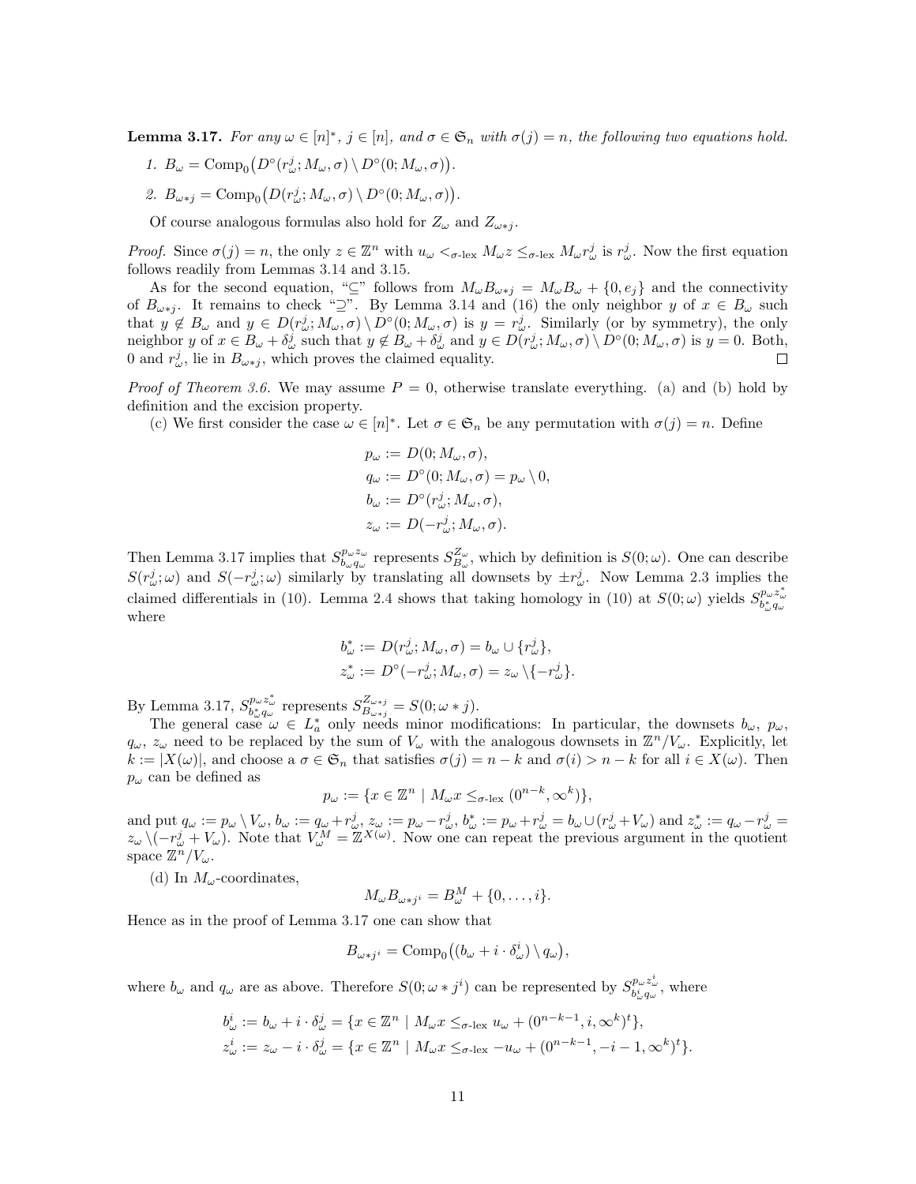**Lemma 3.17.** *For any $\omega \in [n]^*$, $j \in [n]$, and $\sigma \in \mathfrak{S}_n$ with $\sigma(j) = n$, the following two equations hold.*

1. $B_\omega = \mathrm{Comp}_0\big(D^\circ(r^j_\omega; M_\omega, \sigma) \setminus D^\circ(0; M_\omega, \sigma)\big)$.
2. $B_{\omega * j} = \mathrm{Comp}_0\big(D(r^j_\omega; M_\omega, \sigma) \setminus D^\circ(0; M_\omega, \sigma)\big)$.

Of course analogous formulas also hold for $Z_\omega$ and $Z_{\omega * j}$.

*Proof.* Since $\sigma(j) = n$, the only $z \in \mathbb{Z}^n$ with $u_\omega <_{\sigma\text{-lex}} M_\omega z \leq_{\sigma\text{-lex}} M_\omega r^j_\omega$ is $r^j_\omega$. Now the first equation follows readily from Lemmas 3.14 and 3.15.

As for the second equation, "$\subseteq$" follows from $M_\omega B_{\omega * j} = M_\omega B_\omega + \{0, e_j\}$ and the connectivity of $B_{\omega * j}$. It remains to check "$\supseteq$". By Lemma 3.14 and (16) the only neighbor $y$ of $x \in B_\omega$ such that $y \notin B_\omega$ and $y \in D(r^j_\omega; M_\omega, \sigma) \setminus D^\circ(0; M_\omega, \sigma)$ is $y = r^j_\omega$. Similarly (or by symmetry), the only neighbor $y$ of $x \in B_\omega + \delta^j_\omega$ such that $y \notin B_\omega + \delta^j_\omega$ and $y \in D(r^j_\omega; M_\omega, \sigma) \setminus D^\circ(0; M_\omega, \sigma)$ is $y = 0$. Both, $0$ and $r^j_\omega$, lie in $B_{\omega * j}$, which proves the claimed equality. $\square$

*Proof of Theorem 3.6.* We may assume $P = 0$, otherwise translate everything. (a) and (b) hold by definition and the excision property.

(c) We first consider the case $\omega \in [n]^*$. Let $\sigma \in \mathfrak{S}_n$ be any permutation with $\sigma(j) = n$. Define

$$
\begin{aligned}
p_\omega &:= D(0; M_\omega, \sigma), \\
q_\omega &:= D^\circ(0; M_\omega, \sigma) = p_\omega \setminus 0, \\
b_\omega &:= D^\circ(r^j_\omega; M_\omega, \sigma), \\
z_\omega &:= D(-r^j_\omega; M_\omega, \sigma).
\end{aligned}
$$

Then Lemma 3.17 implies that $S^{p_\omega z_\omega}_{b_\omega q_\omega}$ represents $S^{Z_\omega}_{B_\omega}$, which by definition is $S(0;\omega)$. One can describe $S(r^j_\omega;\omega)$ and $S(-r^j_\omega;\omega)$ similarly by translating all downsets by $\pm r^j_\omega$. Now Lemma 2.3 implies the claimed differentials in (10). Lemma 2.4 shows that taking homology in (10) at $S(0;\omega)$ yields $S^{p_\omega z^*_\omega}_{b^*_\omega q_\omega}$ where

$$
\begin{aligned}
b^*_\omega &:= D(r^j_\omega; M_\omega, \sigma) = b_\omega \cup \{r^j_\omega\}, \\
z^*_\omega &:= D^\circ(-r^j_\omega; M_\omega, \sigma) = z_\omega \setminus \{-r^j_\omega\}.
\end{aligned}
$$

By Lemma 3.17, $S^{p_\omega z^*_\omega}_{b^*_\omega q_\omega}$ represents $S^{Z_{\omega * j}}_{B_{\omega * j}} = S(0; \omega * j)$.

The general case $\omega \in L^*_a$ only needs minor modifications: In particular, the downsets $b_\omega$, $p_\omega$, $q_\omega$, $z_\omega$ need to be replaced by the sum of $V_\omega$ with the analogous downsets in $\mathbb{Z}^n/V_\omega$. Explicitly, let $k := |X(\omega)|$, and choose a $\sigma \in \mathfrak{S}_n$ that satisfies $\sigma(j) = n - k$ and $\sigma(i) > n - k$ for all $i \in X(\omega)$. Then $p_\omega$ can be defined as

$$
p_\omega := \{x \in \mathbb{Z}^n \mid M_\omega x \leq_{\sigma\text{-lex}} (0^{n-k}, \infty^k)\},
$$

and put $q_\omega := p_\omega \setminus V_\omega$, $b_\omega := q_\omega + r^j_\omega$, $z_\omega := p_\omega - r^j_\omega$, $b^*_\omega := p_\omega + r^j_\omega = b_\omega \cup (r^j_\omega + V_\omega)$ and $z^*_\omega := q_\omega - r^j_\omega = z_\omega \setminus (-r^j_\omega + V_\omega)$. Note that $V^M_\omega = \mathbb{Z}^{X(\omega)}$. Now one can repeat the previous argument in the quotient space $\mathbb{Z}^n/V_\omega$.

(d) In $M_\omega$-coordinates,

$$
M_\omega B_{\omega * j^i} = B^M_\omega + \{0, \ldots, i\}.
$$

Hence as in the proof of Lemma 3.17 one can show that

$$
B_{\omega * j^i} = \mathrm{Comp}_0\big((b_\omega + i \cdot \delta^i_\omega) \setminus q_\omega\big),
$$

where $b_\omega$ and $q_\omega$ are as above. Therefore $S(0; \omega * j^i)$ can be represented by $S^{p_\omega z^i_\omega}_{b^i_\omega q_\omega}$, where

$$
\begin{aligned}
b^i_\omega &:= b_\omega + i \cdot \delta^j_\omega = \{x \in \mathbb{Z}^n \mid M_\omega x \leq_{\sigma\text{-lex}} u_\omega + (0^{n-k-1}, i, \infty^k)^t\}, \\
z^i_\omega &:= z_\omega - i \cdot \delta^j_\omega = \{x \in \mathbb{Z}^n \mid M_\omega x \leq_{\sigma\text{-lex}} -u_\omega + (0^{n-k-1}, -i-1, \infty^k)^t\}.
\end{aligned}
$$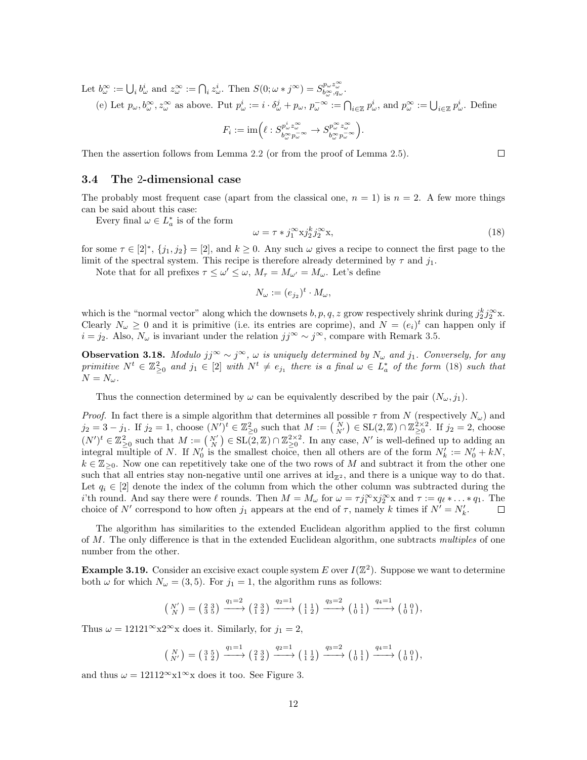Let $b_\omega^\infty := \bigcup_i b_\omega^i$ and $z_\omega^\infty := \bigcap_i z_\omega^i$. Then $S(0; \omega * j^\infty) = S^{p_\omega z_\omega^\infty}_{b_\omega^\infty, q_\omega}$.

(e) Let $p_\omega, b_\omega^\infty, z_\omega^\infty$ as above. Put $p_\omega^i := i \cdot \delta_\omega^j + p_\omega$, $p_\omega^{-\infty} := \bigcap_{i\in\mathbb{Z}} p_\omega^i$, and $p_\omega^\infty := \bigcup_{i\in\mathbb{Z}} p_\omega^i$. Define

$$F_i := \operatorname{im}\Big(\ell : S^{p_\omega^i z_\omega^\infty}_{b_\omega^\infty p_\omega^{-\infty}} \to S^{p_\omega^\infty z_\omega^\infty}_{b_\omega^\infty p_\omega^{-\infty}}\Big).$$

Then the assertion follows from Lemma 2.2 (or from the proof of Lemma 2.5). $\square$

### 3.4 The 2-dimensional case

The probably most frequent case (apart from the classical one, $n = 1$) is $n = 2$. A few more things can be said about this case:

Every final $\omega \in L_a^*$ is of the form

$$\omega = \tau * j_1^\infty \mathrm{x} j_2^k j_2^\infty \mathrm{x}, \tag{18}$$

for some $\tau \in [2]^*$, $\{j_1, j_2\} = [2]$, and $k \geq 0$. Any such $\omega$ gives a recipe to connect the first page to the limit of the spectral system. This recipe is therefore already determined by $\tau$ and $j_1$.

Note that for all prefixes $\tau \leq \omega' \leq \omega$, $M_\tau = M_{\omega'} = M_\omega$. Let's define

$$N_\omega := (e_{j_2})^t \cdot M_\omega,$$

which is the "normal vector" along which the downsets $b, p, q, z$ grow respectively shrink during $j_2^k j_2^\infty \mathrm{x}$. Clearly $N_\omega \geq 0$ and it is primitive (i.e. its entries are coprime), and $N = (e_i)^t$ can happen only if $i = j_2$. Also, $N_\omega$ is invariant under the relation $jj^\infty \sim j^\infty$, compare with Remark 3.5.

**Observation 3.18.** *Modulo $jj^\infty \sim j^\infty$, $\omega$ is uniquely determined by $N_\omega$ and $j_1$. Conversely, for any primitive $N^t \in \mathbb{Z}^2_{\geq 0}$ and $j_1 \in [2]$ with $N^t \neq e_{j_1}$ there is a final $\omega \in L_a^*$ of the form* (18) *such that $N = N_\omega$.*

Thus the connection determined by $\omega$ can be equivalently described by the pair $(N_\omega, j_1)$.

*Proof.* In fact there is a simple algorithm that determines all possible $\tau$ from $N$ (respectively $N_\omega$) and $j_2 = 3 - j_1$. If $j_2 = 1$, choose $(N')^t \in \mathbb{Z}^2_{\geq 0}$ such that $M := \left(\begin{smallmatrix} N \\ N' \end{smallmatrix}\right) \in \mathrm{SL}(2, \mathbb{Z}) \cap \mathbb{Z}^{2\times 2}_{\geq 0}$. If $j_2 = 2$, choose $(N')^t \in \mathbb{Z}^2_{\geq 0}$ such that $M := \left(\begin{smallmatrix} N' \\ N \end{smallmatrix}\right) \in \mathrm{SL}(2, \mathbb{Z}) \cap \mathbb{Z}^{2\times 2}_{\geq 0}$. In any case, $N'$ is well-defined up to adding an integral multiple of $N$. If $N_0'$ is the smallest choice, then all others are of the form $N_k' := N_0' + kN$, $k \in \mathbb{Z}_{\geq 0}$. Now one can repetitively take one of the two rows of $M$ and subtract it from the other one such that all entries stay non-negative until one arrives at $\mathrm{id}_{\mathbb{Z}^2}$, and there is a unique way to do that. Let $q_i \in [2]$ denote the index of the column from which the other column was subtracted during the $i$'th round. And say there were $\ell$ rounds. Then $M = M_\omega$ for $\omega = \tau j_1^\infty \mathrm{x} j_2^\infty \mathrm{x}$ and $\tau := q_\ell * \ldots * q_1$. The choice of $N'$ correspond to how often $j_1$ appears at the end of $\tau$, namely $k$ times if $N' = N_k'$. $\square$

The algorithm has similarities to the extended Euclidean algorithm applied to the first column of $M$. The only difference is that in the extended Euclidean algorithm, one subtracts *multiples* of one number from the other.

**Example 3.19.** Consider an excisive exact couple system $E$ over $I(\mathbb{Z}^2)$. Suppose we want to determine both $\omega$ for which $N_\omega = (3, 5)$. For $j_1 = 1$, the algorithm runs as follows:

$$\left(\begin{smallmatrix} N' \\ N \end{smallmatrix}\right) = \left(\begin{smallmatrix} 2 & 3 \\ 3 & 5 \end{smallmatrix}\right) \xrightarrow{q_1=2} \left(\begin{smallmatrix} 2 & 3 \\ 1 & 2 \end{smallmatrix}\right) \xrightarrow{q_2=1} \left(\begin{smallmatrix} 1 & 1 \\ 1 & 2 \end{smallmatrix}\right) \xrightarrow{q_3=2} \left(\begin{smallmatrix} 1 & 1 \\ 0 & 1 \end{smallmatrix}\right) \xrightarrow{q_4=1} \left(\begin{smallmatrix} 1 & 0 \\ 0 & 1 \end{smallmatrix}\right),$$

Thus $\omega = 12121^\infty \mathrm{x} 2^\infty \mathrm{x}$ does it. Similarly, for $j_1 = 2$,

$$\left(\begin{smallmatrix} N \\ N' \end{smallmatrix}\right) = \left(\begin{smallmatrix} 3 & 5 \\ 1 & 2 \end{smallmatrix}\right) \xrightarrow{q_1=1} \left(\begin{smallmatrix} 2 & 3 \\ 1 & 2 \end{smallmatrix}\right) \xrightarrow{q_2=1} \left(\begin{smallmatrix} 1 & 1 \\ 1 & 2 \end{smallmatrix}\right) \xrightarrow{q_3=2} \left(\begin{smallmatrix} 1 & 1 \\ 0 & 1 \end{smallmatrix}\right) \xrightarrow{q_4=1} \left(\begin{smallmatrix} 1 & 0 \\ 0 & 1 \end{smallmatrix}\right),$$

and thus $\omega = 12112^\infty \mathrm{x} 1^\infty \mathrm{x}$ does it too. See Figure 3.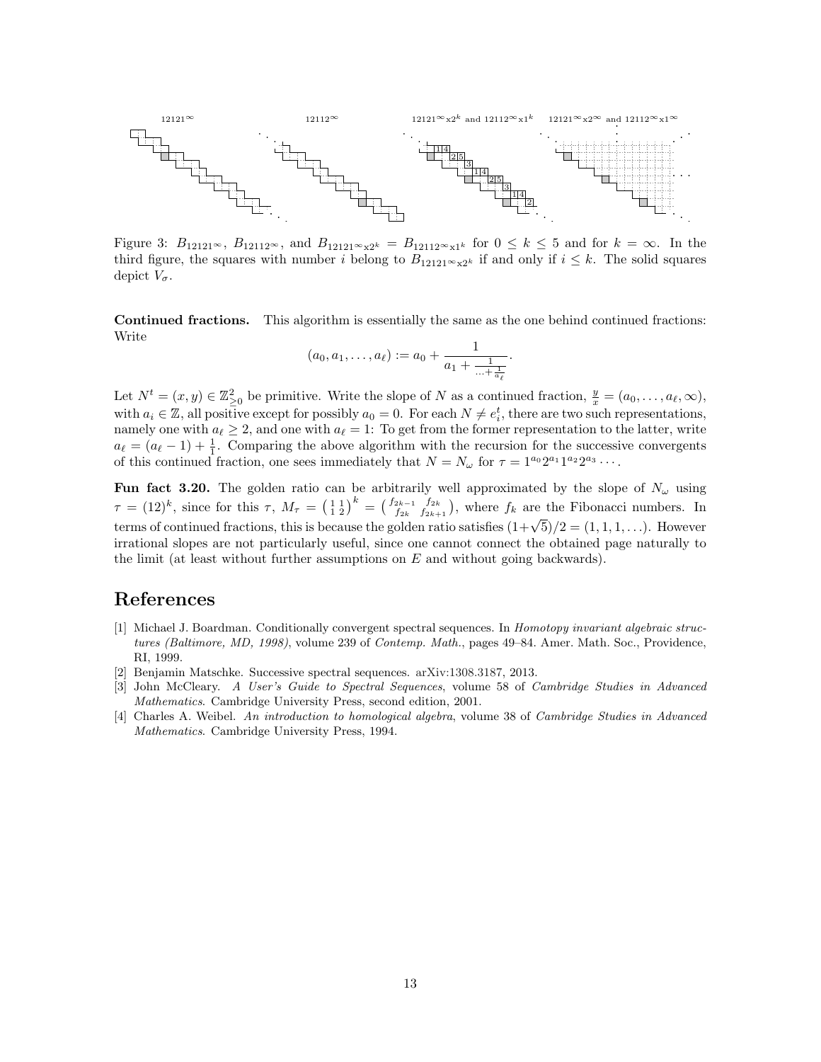12121^∞

12112^∞

12121^∞x2^k and 12112^∞x1^k

12121^∞x2^∞ and 12112^∞x1^∞

Figure 3: $B_{12121^\infty}$, $B_{12112^\infty}$, and $B_{12121^\infty x 2^k} = B_{12112^\infty x 1^k}$ for $0 \leq k \leq 5$ and for $k = \infty$. In the third figure, the squares with number $i$ belong to $B_{12121^\infty x 2^k}$ if and only if $i \leq k$. The solid squares depict $V_\sigma$.

**Continued fractions.** This algorithm is essentially the same as the one behind continued fractions: Write

$$(a_0, a_1, \ldots, a_\ell) := a_0 + \cfrac{1}{a_1 + \cfrac{1}{\cdots + \frac{1}{a_\ell}}}.$$

Let $N^t = (x, y) \in \mathbb{Z}^2_{\geq 0}$ be primitive. Write the slope of $N$ as a continued fraction, $\frac{y}{x} = (a_0, \ldots, a_\ell, \infty)$, with $a_i \in \mathbb{Z}$, all positive except for possibly $a_0 = 0$. For each $N \neq e_i^t$, there are two such representations, namely one with $a_\ell \geq 2$, and one with $a_\ell = 1$: To get from the former representation to the latter, write $a_\ell = (a_\ell - 1) + \frac{1}{1}$. Comparing the above algorithm with the recursion for the successive convergents of this continued fraction, one sees immediately that $N = N_\omega$ for $\tau = 1^{a_0} 2^{a_1} 1^{a_2} 2^{a_3} \cdots$.

**Fun fact 3.20.** The golden ratio can be arbitrarily well approximated by the slope of $N_\omega$ using $\tau = (12)^k$, since for this $\tau$, $M_\tau = \left(\begin{smallmatrix} 1 & 1 \\ 1 & 2 \end{smallmatrix}\right)^k = \left(\begin{smallmatrix} f_{2k-1} & f_{2k} \\ f_{2k} & f_{2k+1} \end{smallmatrix}\right)$, where $f_k$ are the Fibonacci numbers. In terms of continued fractions, this is because the golden ratio satisfies $(1+\sqrt{5})/2 = (1, 1, 1, \ldots)$. However irrational slopes are not particularly useful, since one cannot connect the obtained page naturally to the limit (at least without further assumptions on $E$ and without going backwards).

# References

[1] Michael J. Boardman. Conditionally convergent spectral sequences. In *Homotopy invariant algebraic structures (Baltimore, MD, 1998)*, volume 239 of *Contemp. Math.*, pages 49–84. Amer. Math. Soc., Providence, RI, 1999.

[2] Benjamin Matschke. Successive spectral sequences. arXiv:1308.3187, 2013.

[3] John McCleary. *A User's Guide to Spectral Sequences*, volume 58 of *Cambridge Studies in Advanced Mathematics*. Cambridge University Press, second edition, 2001.

[4] Charles A. Weibel. *An introduction to homological algebra*, volume 38 of *Cambridge Studies in Advanced Mathematics*. Cambridge University Press, 1994.